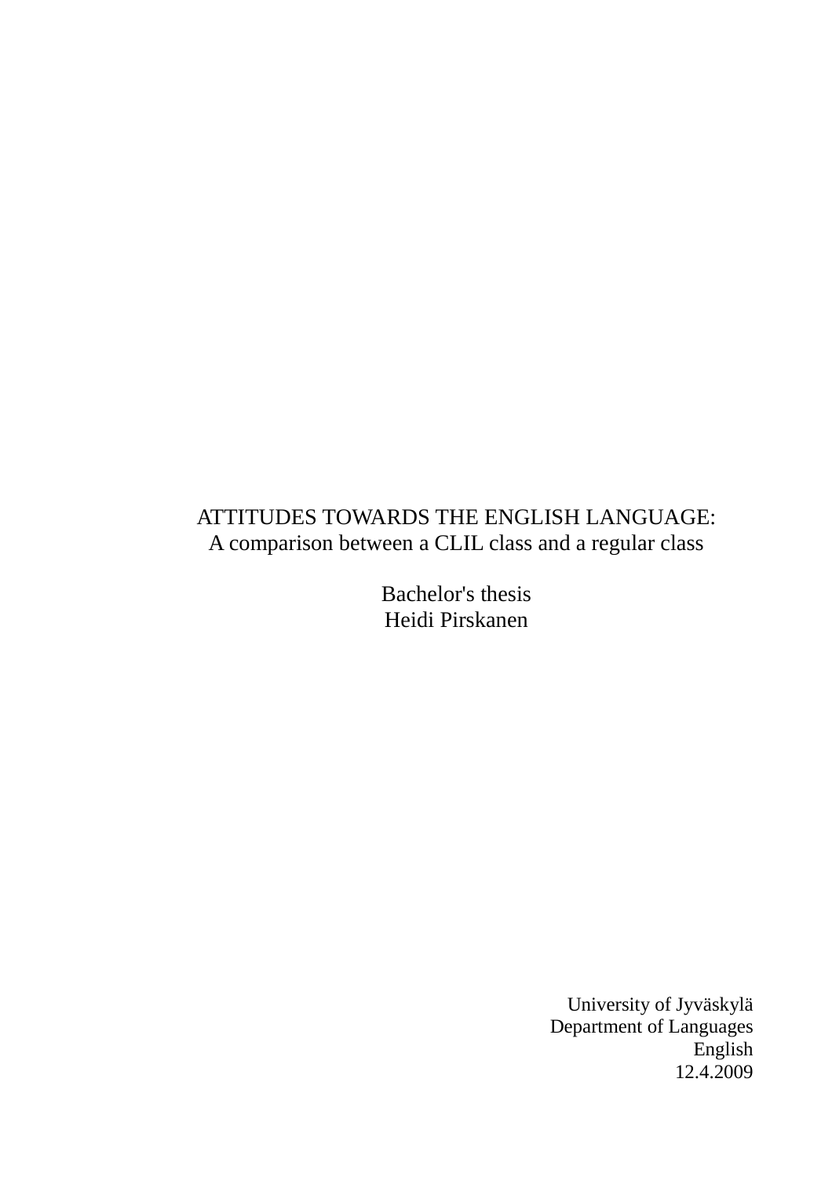# ATTITUDES TOWARDS THE ENGLISH LANGUAGE:
## A comparison between a CLIL class and a regular class

Bachelor's thesis
Heidi Pirskanen

University of Jyväskylä
Department of Languages
English
12.4.2009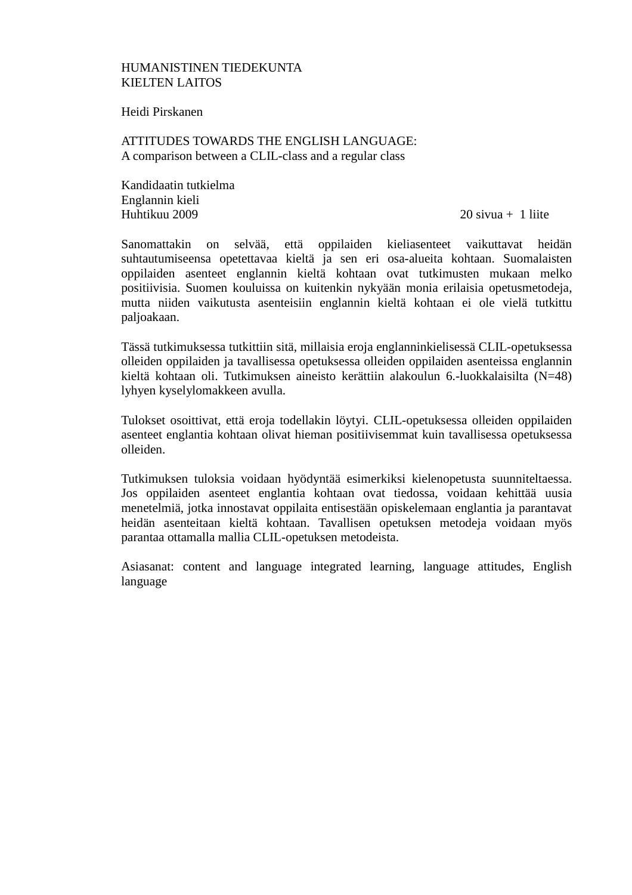HUMANISTINEN TIEDEKUNTA
KIELTEN LAITOS

Heidi Pirskanen

ATTITUDES TOWARDS THE ENGLISH LANGUAGE:
A comparison between a CLIL-class and a regular class

Kandidaatin tutkielma
Englannin kieli
Huhtikuu 2009 20 sivua + 1 liite

Sanomattakin on selvää, että oppilaiden kieliasenteet vaikuttavat heidän suhtautumiseensa opetettavaa kieltä ja sen eri osa-alueita kohtaan. Suomalaisten oppilaiden asenteet englannin kieltä kohtaan ovat tutkimusten mukaan melko positiivisia. Suomen kouluissa on kuitenkin nykyään monia erilaisia opetusmetodeja, mutta niiden vaikutusta asenteisiin englannin kieltä kohtaan ei ole vielä tutkittu paljoakaan.

Tässä tutkimuksessa tutkittiin sitä, millaisia eroja englanninkielisessä CLIL-opetuksessa olleiden oppilaiden ja tavallisessa opetuksessa olleiden oppilaiden asenteissa englannin kieltä kohtaan oli. Tutkimuksen aineisto kerättiin alakoulun 6.-luokkalaisilta (N=48) lyhyen kyselylomakkeen avulla.

Tulokset osoittivat, että eroja todellakin löytyi. CLIL-opetuksessa olleiden oppilaiden asenteet englantia kohtaan olivat hieman positiivisemmat kuin tavallisessa opetuksessa olleiden.

Tutkimuksen tuloksia voidaan hyödyntää esimerkiksi kielenopetusta suunniteltaessa. Jos oppilaiden asenteet englantia kohtaan ovat tiedossa, voidaan kehittää uusia menetelmiä, jotka innostavat oppilaita entisestään opiskelemaan englantia ja parantavat heidän asenteitaan kieltä kohtaan. Tavallisen opetuksen metodeja voidaan myös parantaa ottamalla mallia CLIL-opetuksen metodeista.

Asiasanat: content and language integrated learning, language attitudes, English language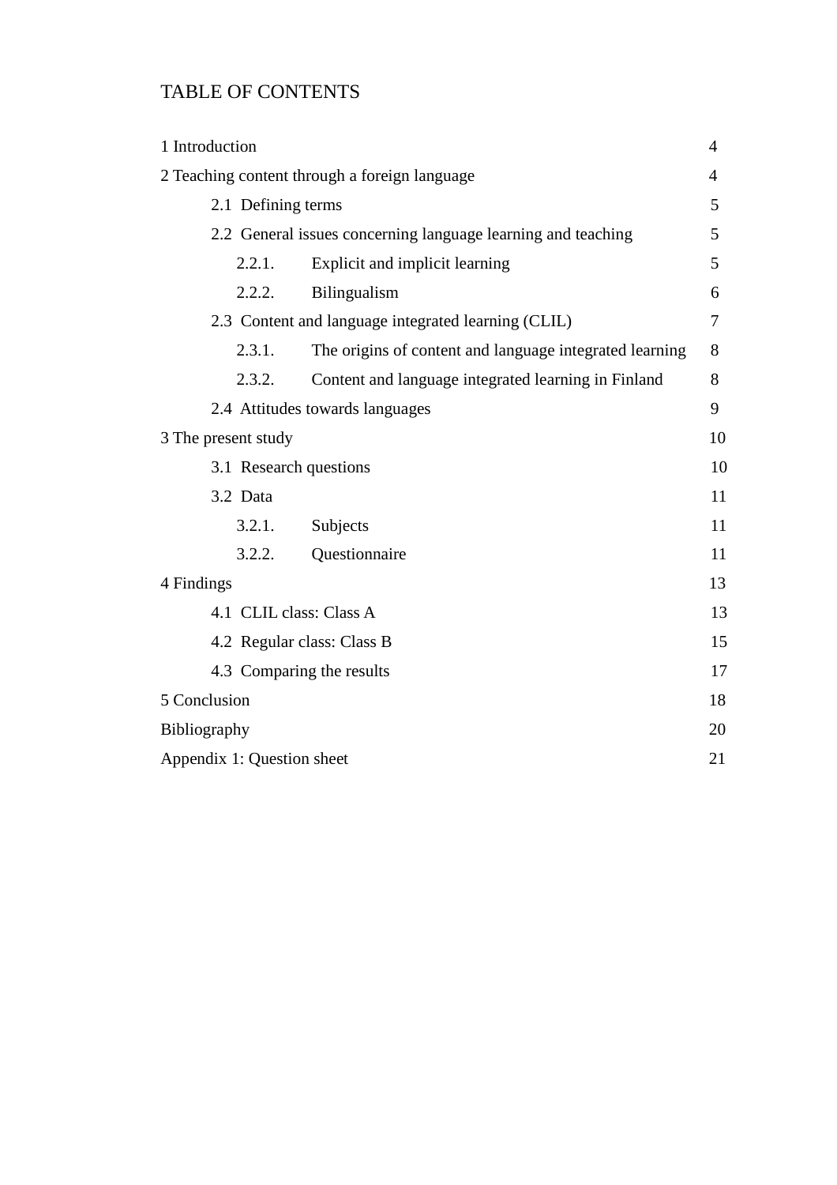# TABLE OF CONTENTS

1 Introduction 4

2 Teaching content through a foreign language 4

- 2.1 Defining terms 5
- 2.2 General issues concerning language learning and teaching 5
  - 2.2.1. Explicit and implicit learning 5
  - 2.2.2. Bilingualism 6
- 2.3 Content and language integrated learning (CLIL) 7
  - 2.3.1. The origins of content and language integrated learning 8
  - 2.3.2. Content and language integrated learning in Finland 8
- 2.4 Attitudes towards languages 9

3 The present study 10

- 3.1 Research questions 10
- 3.2 Data 11
  - 3.2.1. Subjects 11
  - 3.2.2. Questionnaire 11

4 Findings 13

- 4.1 CLIL class: Class A 13
- 4.2 Regular class: Class B 15
- 4.3 Comparing the results 17

5 Conclusion 18

Bibliography 20

Appendix 1: Question sheet 21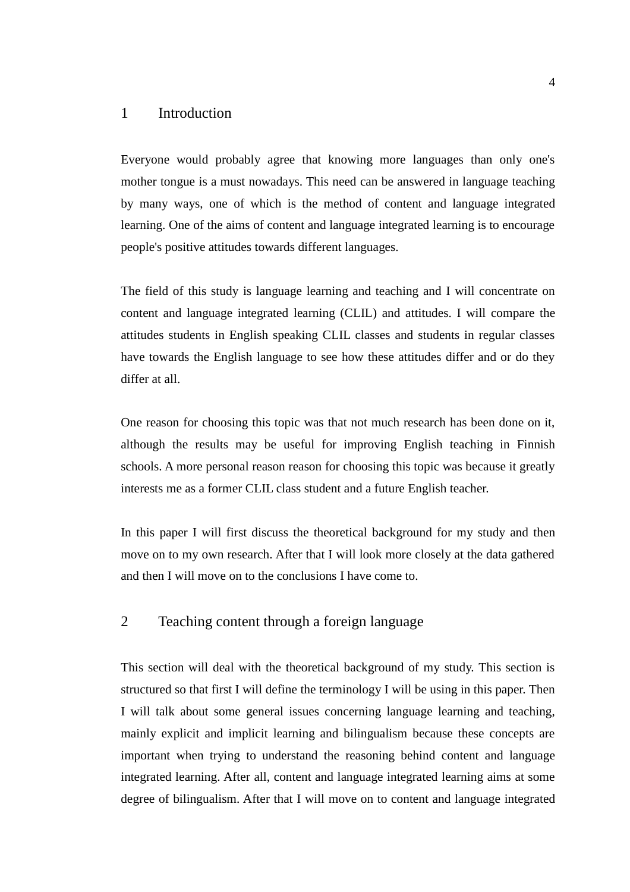# 1 Introduction

Everyone would probably agree that knowing more languages than only one's mother tongue is a must nowadays. This need can be answered in language teaching by many ways, one of which is the method of content and language integrated learning. One of the aims of content and language integrated learning is to encourage people's positive attitudes towards different languages.

The field of this study is language learning and teaching and I will concentrate on content and language integrated learning (CLIL) and attitudes. I will compare the attitudes students in English speaking CLIL classes and students in regular classes have towards the English language to see how these attitudes differ and or do they differ at all.

One reason for choosing this topic was that not much research has been done on it, although the results may be useful for improving English teaching in Finnish schools. A more personal reason reason for choosing this topic was because it greatly interests me as a former CLIL class student and a future English teacher.

In this paper I will first discuss the theoretical background for my study and then move on to my own research. After that I will look more closely at the data gathered and then I will move on to the conclusions I have come to.

# 2 Teaching content through a foreign language

This section will deal with the theoretical background of my study. This section is structured so that first I will define the terminology I will be using in this paper. Then I will talk about some general issues concerning language learning and teaching, mainly explicit and implicit learning and bilingualism because these concepts are important when trying to understand the reasoning behind content and language integrated learning. After all, content and language integrated learning aims at some degree of bilingualism. After that I will move on to content and language integrated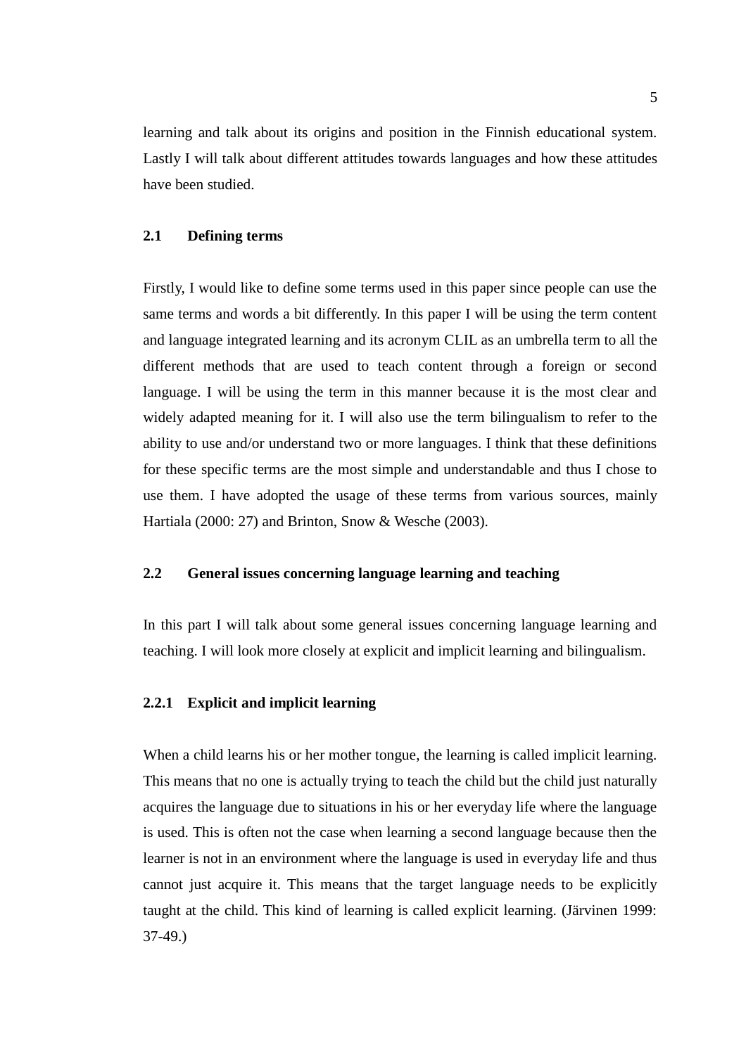learning and talk about its origins and position in the Finnish educational system. Lastly I will talk about different attitudes towards languages and how these attitudes have been studied.

## 2.1 Defining terms

Firstly, I would like to define some terms used in this paper since people can use the same terms and words a bit differently. In this paper I will be using the term content and language integrated learning and its acronym CLIL as an umbrella term to all the different methods that are used to teach content through a foreign or second language. I will be using the term in this manner because it is the most clear and widely adapted meaning for it. I will also use the term bilingualism to refer to the ability to use and/or understand two or more languages. I think that these definitions for these specific terms are the most simple and understandable and thus I chose to use them. I have adopted the usage of these terms from various sources, mainly Hartiala (2000: 27) and Brinton, Snow & Wesche (2003).

## 2.2 General issues concerning language learning and teaching

In this part I will talk about some general issues concerning language learning and teaching. I will look more closely at explicit and implicit learning and bilingualism.

### 2.2.1 Explicit and implicit learning

When a child learns his or her mother tongue, the learning is called implicit learning. This means that no one is actually trying to teach the child but the child just naturally acquires the language due to situations in his or her everyday life where the language is used. This is often not the case when learning a second language because then the learner is not in an environment where the language is used in everyday life and thus cannot just acquire it. This means that the target language needs to be explicitly taught at the child. This kind of learning is called explicit learning. (Järvinen 1999: 37-49.)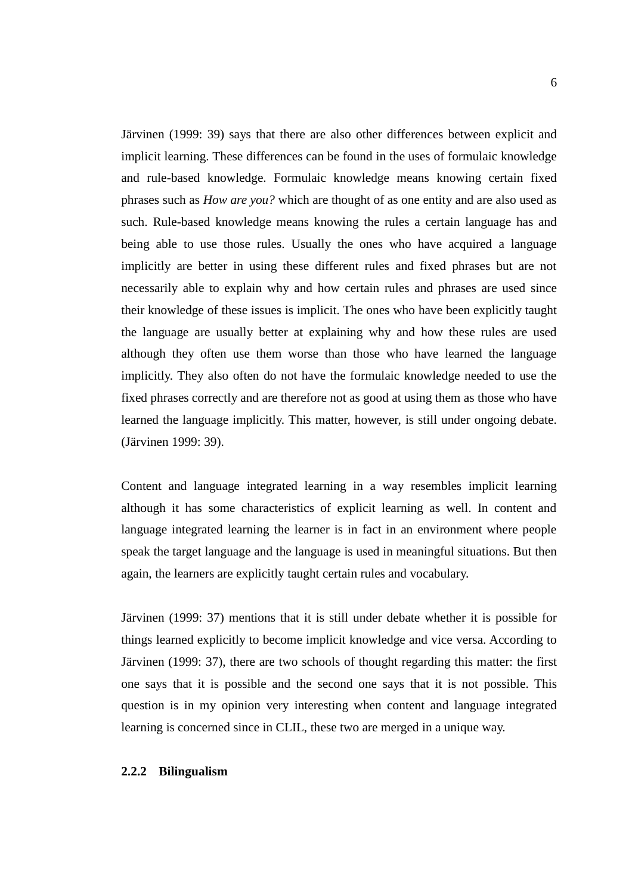Järvinen (1999: 39) says that there are also other differences between explicit and implicit learning. These differences can be found in the uses of formulaic knowledge and rule-based knowledge. Formulaic knowledge means knowing certain fixed phrases such as *How are you?* which are thought of as one entity and are also used as such. Rule-based knowledge means knowing the rules a certain language has and being able to use those rules. Usually the ones who have acquired a language implicitly are better in using these different rules and fixed phrases but are not necessarily able to explain why and how certain rules and phrases are used since their knowledge of these issues is implicit. The ones who have been explicitly taught the language are usually better at explaining why and how these rules are used although they often use them worse than those who have learned the language implicitly. They also often do not have the formulaic knowledge needed to use the fixed phrases correctly and are therefore not as good at using them as those who have learned the language implicitly. This matter, however, is still under ongoing debate. (Järvinen 1999: 39).

Content and language integrated learning in a way resembles implicit learning although it has some characteristics of explicit learning as well. In content and language integrated learning the learner is in fact in an environment where people speak the target language and the language is used in meaningful situations. But then again, the learners are explicitly taught certain rules and vocabulary.

Järvinen (1999: 37) mentions that it is still under debate whether it is possible for things learned explicitly to become implicit knowledge and vice versa. According to Järvinen (1999: 37), there are two schools of thought regarding this matter: the first one says that it is possible and the second one says that it is not possible. This question is in my opinion very interesting when content and language integrated learning is concerned since in CLIL, these two are merged in a unique way.

### 2.2.2 Bilingualism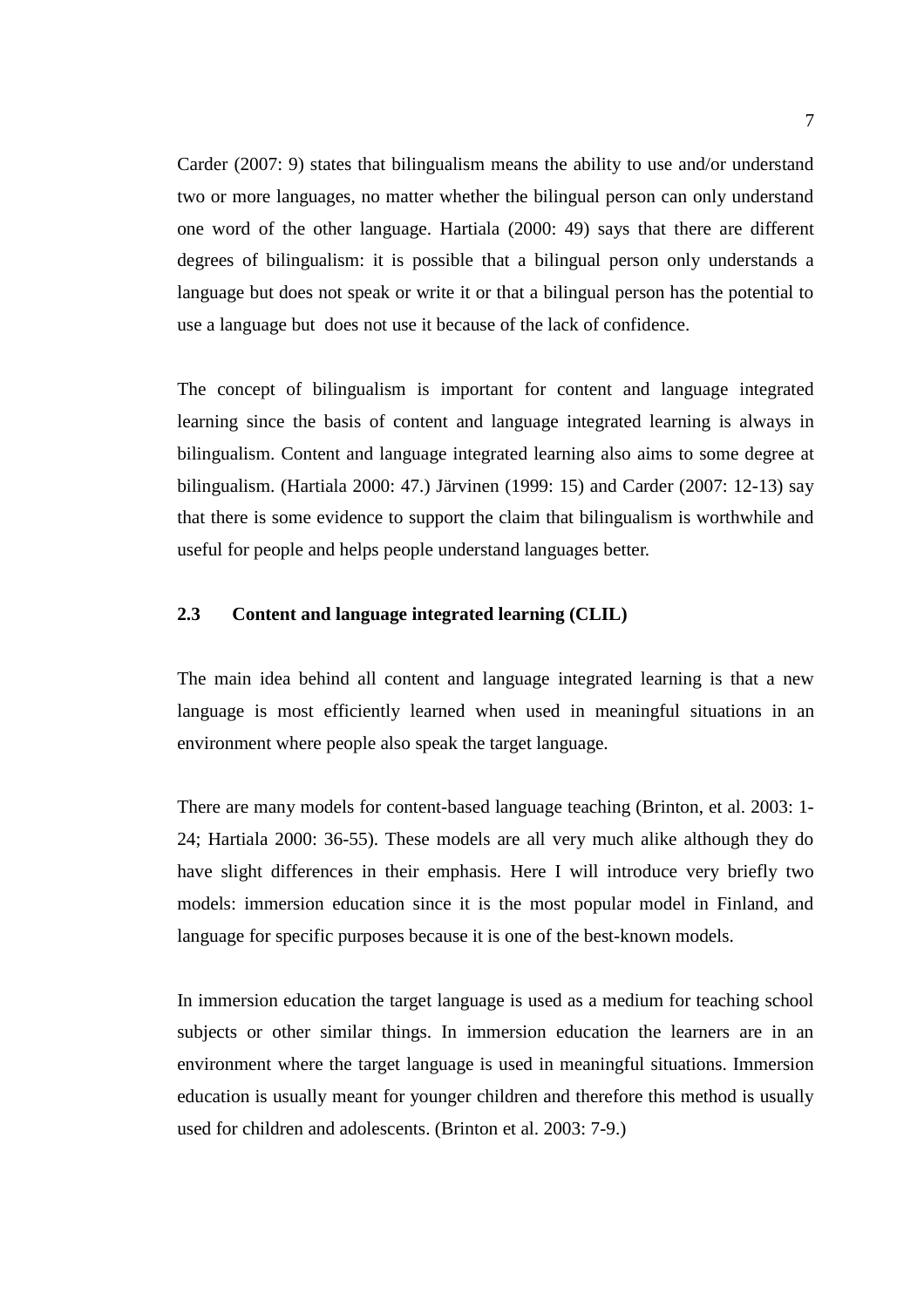Carder (2007: 9) states that bilingualism means the ability to use and/or understand two or more languages, no matter whether the bilingual person can only understand one word of the other language. Hartiala (2000: 49) says that there are different degrees of bilingualism: it is possible that a bilingual person only understands a language but does not speak or write it or that a bilingual person has the potential to use a language but does not use it because of the lack of confidence.

The concept of bilingualism is important for content and language integrated learning since the basis of content and language integrated learning is always in bilingualism. Content and language integrated learning also aims to some degree at bilingualism. (Hartiala 2000: 47.) Järvinen (1999: 15) and Carder (2007: 12-13) say that there is some evidence to support the claim that bilingualism is worthwhile and useful for people and helps people understand languages better.

### 2.3 Content and language integrated learning (CLIL)

The main idea behind all content and language integrated learning is that a new language is most efficiently learned when used in meaningful situations in an environment where people also speak the target language.

There are many models for content-based language teaching (Brinton, et al. 2003: 1-24; Hartiala 2000: 36-55). These models are all very much alike although they do have slight differences in their emphasis. Here I will introduce very briefly two models: immersion education since it is the most popular model in Finland, and language for specific purposes because it is one of the best-known models.

In immersion education the target language is used as a medium for teaching school subjects or other similar things. In immersion education the learners are in an environment where the target language is used in meaningful situations. Immersion education is usually meant for younger children and therefore this method is usually used for children and adolescents. (Brinton et al. 2003: 7-9.)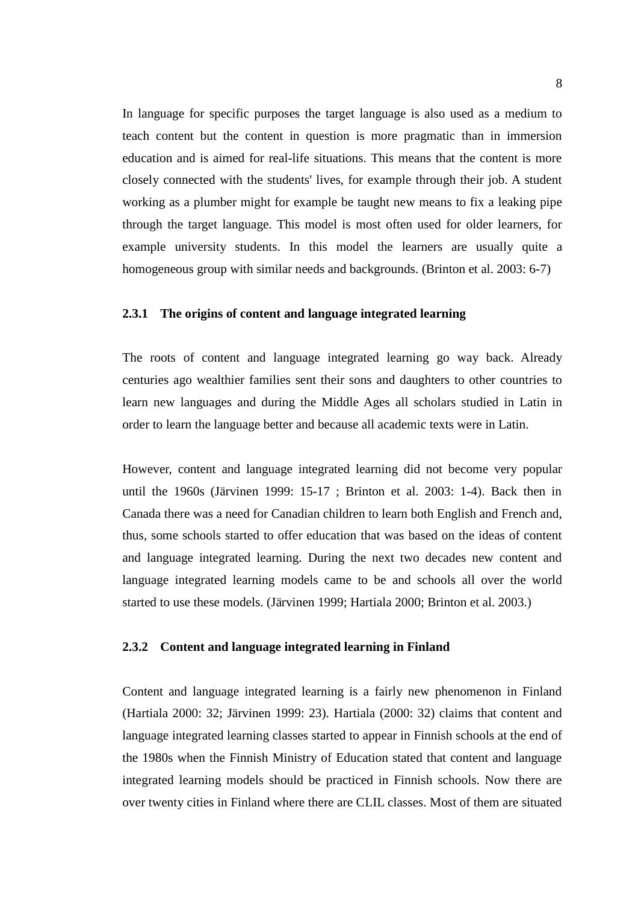In language for specific purposes the target language is also used as a medium to teach content but the content in question is more pragmatic than in immersion education and is aimed for real-life situations. This means that the content is more closely connected with the students' lives, for example through their job. A student working as a plumber might for example be taught new means to fix a leaking pipe through the target language. This model is most often used for older learners, for example university students. In this model the learners are usually quite a homogeneous group with similar needs and backgrounds. (Brinton et al. 2003: 6-7)

### 2.3.1 The origins of content and language integrated learning

The roots of content and language integrated learning go way back. Already centuries ago wealthier families sent their sons and daughters to other countries to learn new languages and during the Middle Ages all scholars studied in Latin in order to learn the language better and because all academic texts were in Latin.

However, content and language integrated learning did not become very popular until the 1960s (Järvinen 1999: 15-17 ; Brinton et al. 2003: 1-4). Back then in Canada there was a need for Canadian children to learn both English and French and, thus, some schools started to offer education that was based on the ideas of content and language integrated learning. During the next two decades new content and language integrated learning models came to be and schools all over the world started to use these models. (Järvinen 1999; Hartiala 2000; Brinton et al. 2003.)

### 2.3.2 Content and language integrated learning in Finland

Content and language integrated learning is a fairly new phenomenon in Finland (Hartiala 2000: 32; Järvinen 1999: 23). Hartiala (2000: 32) claims that content and language integrated learning classes started to appear in Finnish schools at the end of the 1980s when the Finnish Ministry of Education stated that content and language integrated learning models should be practiced in Finnish schools. Now there are over twenty cities in Finland where there are CLIL classes. Most of them are situated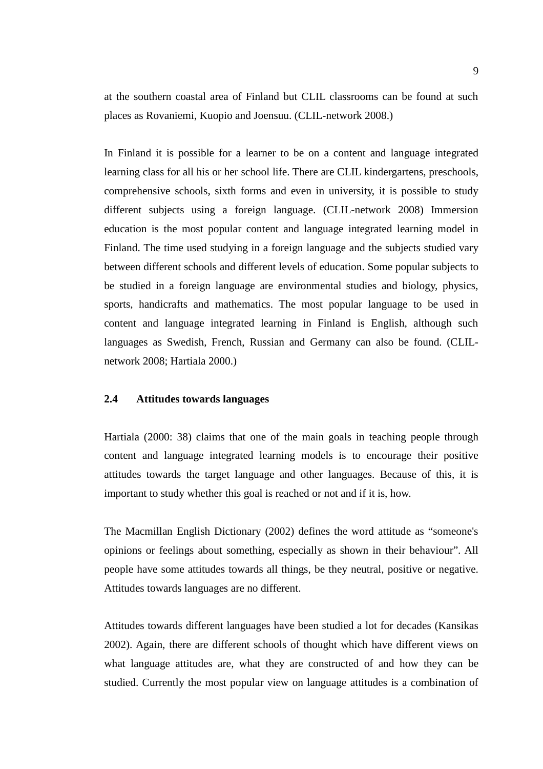at the southern coastal area of Finland but CLIL classrooms can be found at such places as Rovaniemi, Kuopio and Joensuu. (CLIL-network 2008.)

In Finland it is possible for a learner to be on a content and language integrated learning class for all his or her school life. There are CLIL kindergartens, preschools, comprehensive schools, sixth forms and even in university, it is possible to study different subjects using a foreign language. (CLIL-network 2008) Immersion education is the most popular content and language integrated learning model in Finland. The time used studying in a foreign language and the subjects studied vary between different schools and different levels of education. Some popular subjects to be studied in a foreign language are environmental studies and biology, physics, sports, handicrafts and mathematics. The most popular language to be used in content and language integrated learning in Finland is English, although such languages as Swedish, French, Russian and Germany can also be found. (CLIL-network 2008; Hartiala 2000.)

### 2.4 Attitudes towards languages

Hartiala (2000: 38) claims that one of the main goals in teaching people through content and language integrated learning models is to encourage their positive attitudes towards the target language and other languages. Because of this, it is important to study whether this goal is reached or not and if it is, how.

The Macmillan English Dictionary (2002) defines the word attitude as "someone's opinions or feelings about something, especially as shown in their behaviour". All people have some attitudes towards all things, be they neutral, positive or negative. Attitudes towards languages are no different.

Attitudes towards different languages have been studied a lot for decades (Kansikas 2002). Again, there are different schools of thought which have different views on what language attitudes are, what they are constructed of and how they can be studied. Currently the most popular view on language attitudes is a combination of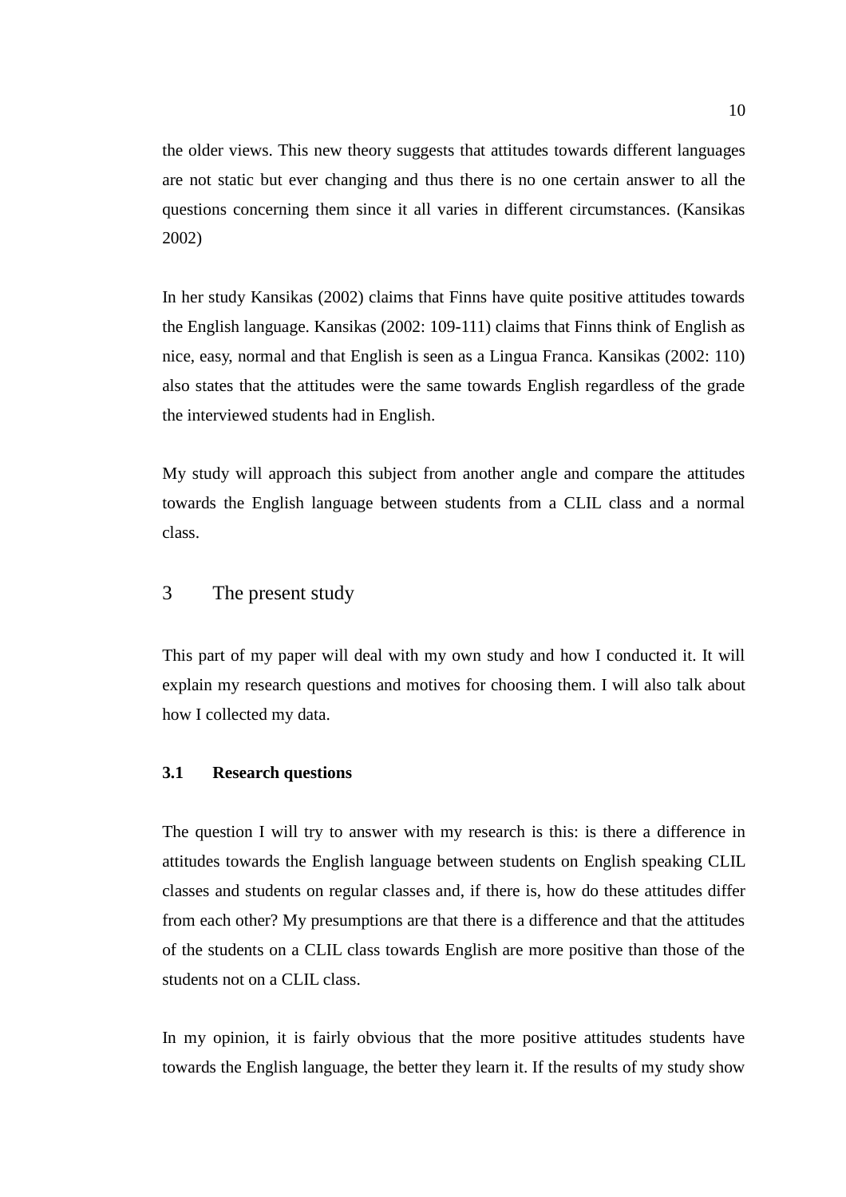the older views. This new theory suggests that attitudes towards different languages are not static but ever changing and thus there is no one certain answer to all the questions concerning them since it all varies in different circumstances. (Kansikas 2002)

In her study Kansikas (2002) claims that Finns have quite positive attitudes towards the English language. Kansikas (2002: 109-111) claims that Finns think of English as nice, easy, normal and that English is seen as a Lingua Franca. Kansikas (2002: 110) also states that the attitudes were the same towards English regardless of the grade the interviewed students had in English.

My study will approach this subject from another angle and compare the attitudes towards the English language between students from a CLIL class and a normal class.

# 3 The present study

This part of my paper will deal with my own study and how I conducted it. It will explain my research questions and motives for choosing them. I will also talk about how I collected my data.

## 3.1 Research questions

The question I will try to answer with my research is this: is there a difference in attitudes towards the English language between students on English speaking CLIL classes and students on regular classes and, if there is, how do these attitudes differ from each other? My presumptions are that there is a difference and that the attitudes of the students on a CLIL class towards English are more positive than those of the students not on a CLIL class.

In my opinion, it is fairly obvious that the more positive attitudes students have towards the English language, the better they learn it. If the results of my study show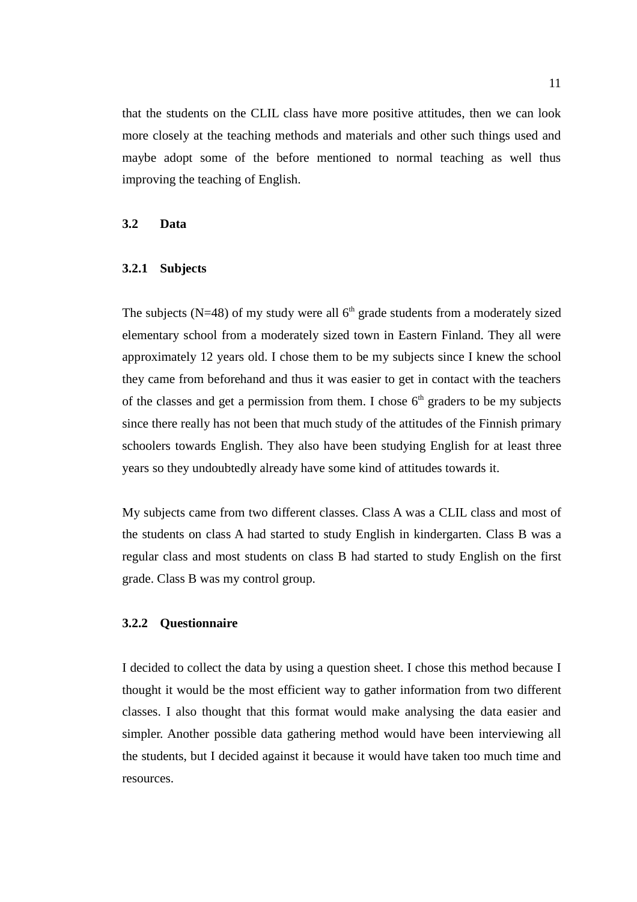that the students on the CLIL class have more positive attitudes, then we can look more closely at the teaching methods and materials and other such things used and maybe adopt some of the before mentioned to normal teaching as well thus improving the teaching of English.

## 3.2 Data

### 3.2.1 Subjects

The subjects (N=48) of my study were all 6th grade students from a moderately sized elementary school from a moderately sized town in Eastern Finland. They all were approximately 12 years old. I chose them to be my subjects since I knew the school they came from beforehand and thus it was easier to get in contact with the teachers of the classes and get a permission from them. I chose 6th graders to be my subjects since there really has not been that much study of the attitudes of the Finnish primary schoolers towards English. They also have been studying English for at least three years so they undoubtedly already have some kind of attitudes towards it.

My subjects came from two different classes. Class A was a CLIL class and most of the students on class A had started to study English in kindergarten. Class B was a regular class and most students on class B had started to study English on the first grade. Class B was my control group.

### 3.2.2 Questionnaire

I decided to collect the data by using a question sheet. I chose this method because I thought it would be the most efficient way to gather information from two different classes. I also thought that this format would make analysing the data easier and simpler. Another possible data gathering method would have been interviewing all the students, but I decided against it because it would have taken too much time and resources.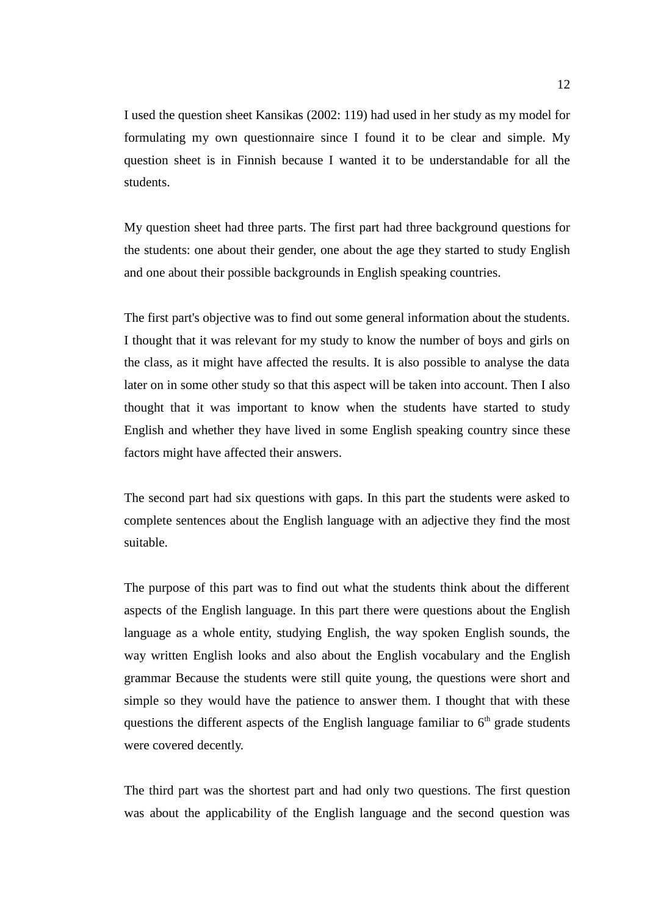I used the question sheet Kansikas (2002: 119) had used in her study as my model for formulating my own questionnaire since I found it to be clear and simple. My question sheet is in Finnish because I wanted it to be understandable for all the students.

My question sheet had three parts. The first part had three background questions for the students: one about their gender, one about the age they started to study English and one about their possible backgrounds in English speaking countries.

The first part's objective was to find out some general information about the students. I thought that it was relevant for my study to know the number of boys and girls on the class, as it might have affected the results. It is also possible to analyse the data later on in some other study so that this aspect will be taken into account. Then I also thought that it was important to know when the students have started to study English and whether they have lived in some English speaking country since these factors might have affected their answers.

The second part had six questions with gaps. In this part the students were asked to complete sentences about the English language with an adjective they find the most suitable.

The purpose of this part was to find out what the students think about the different aspects of the English language. In this part there were questions about the English language as a whole entity, studying English, the way spoken English sounds, the way written English looks and also about the English vocabulary and the English grammar Because the students were still quite young, the questions were short and simple so they would have the patience to answer them. I thought that with these questions the different aspects of the English language familiar to 6$^{th}$ grade students were covered decently.

The third part was the shortest part and had only two questions. The first question was about the applicability of the English language and the second question was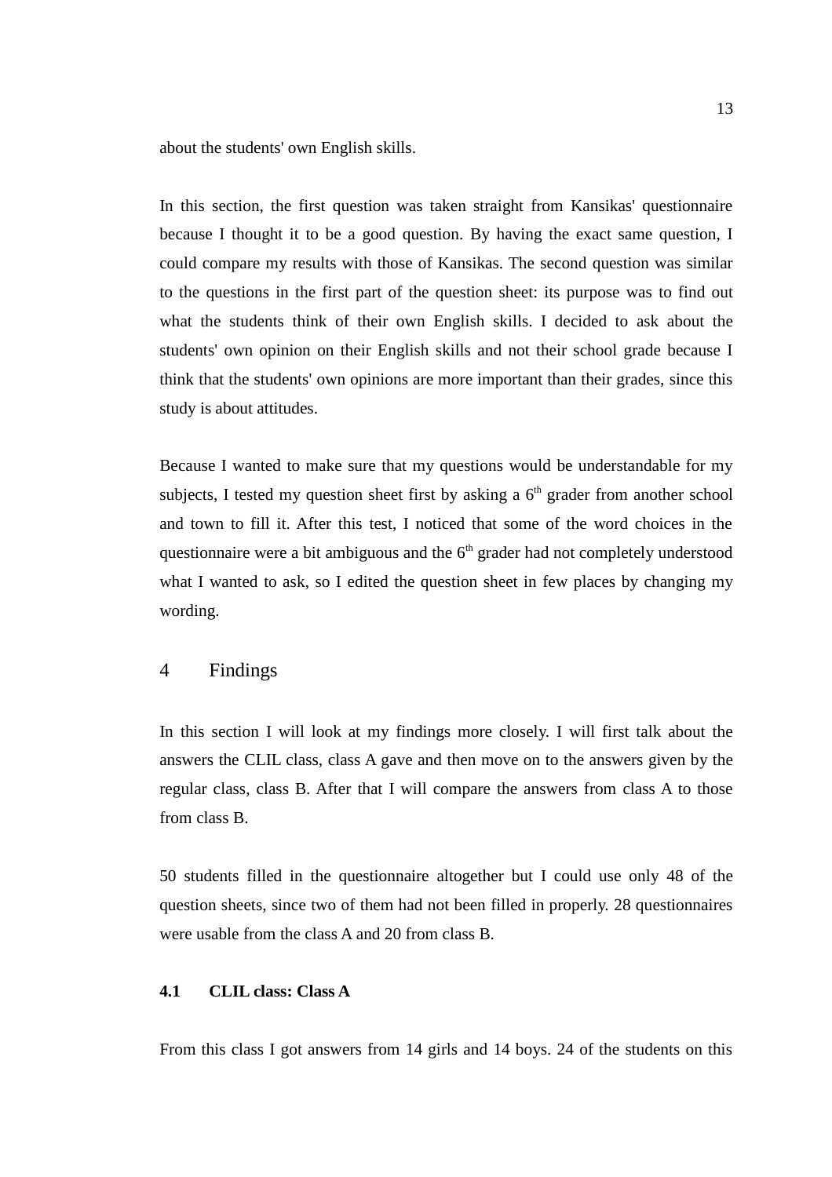about the students' own English skills.

In this section, the first question was taken straight from Kansikas' questionnaire because I thought it to be a good question. By having the exact same question, I could compare my results with those of Kansikas. The second question was similar to the questions in the first part of the question sheet: its purpose was to find out what the students think of their own English skills. I decided to ask about the students' own opinion on their English skills and not their school grade because I think that the students' own opinions are more important than their grades, since this study is about attitudes.

Because I wanted to make sure that my questions would be understandable for my subjects, I tested my question sheet first by asking a 6th grader from another school and town to fill it. After this test, I noticed that some of the word choices in the questionnaire were a bit ambiguous and the 6th grader had not completely understood what I wanted to ask, so I edited the question sheet in few places by changing my wording.

# 4 Findings

In this section I will look at my findings more closely. I will first talk about the answers the CLIL class, class A gave and then move on to the answers given by the regular class, class B. After that I will compare the answers from class A to those from class B.

50 students filled in the questionnaire altogether but I could use only 48 of the question sheets, since two of them had not been filled in properly. 28 questionnaires were usable from the class A and 20 from class B.

## 4.1 CLIL class: Class A

From this class I got answers from 14 girls and 14 boys. 24 of the students on this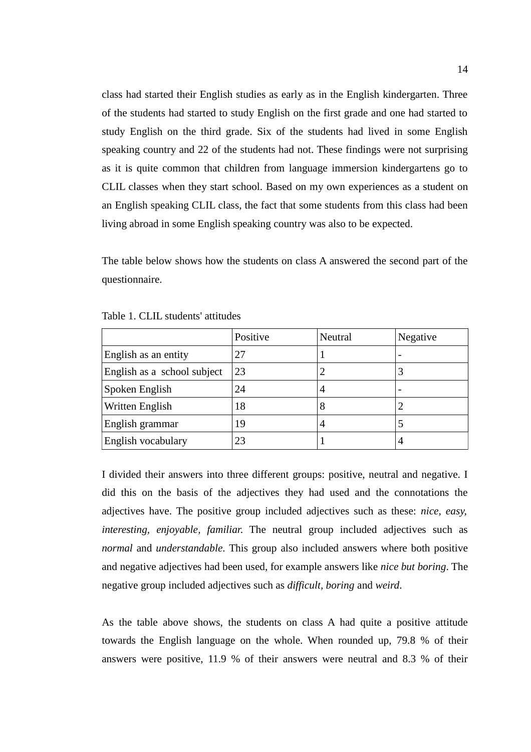class had started their English studies as early as in the English kindergarten. Three of the students had started to study English on the first grade and one had started to study English on the third grade. Six of the students had lived in some English speaking country and 22 of the students had not. These findings were not surprising as it is quite common that children from language immersion kindergartens go to CLIL classes when they start school. Based on my own experiences as a student on an English speaking CLIL class, the fact that some students from this class had been living abroad in some English speaking country was also to be expected.

The table below shows how the students on class A answered the second part of the questionnaire.

Table 1. CLIL students' attitudes

| | Positive | Neutral | Negative |
|---|---|---|---|
| English as an entity | 27 | 1 | - |
| English as a school subject | 23 | 2 | 3 |
| Spoken English | 24 | 4 | - |
| Written English | 18 | 8 | 2 |
| English grammar | 19 | 4 | 5 |
| English vocabulary | 23 | 1 | 4 |

I divided their answers into three different groups: positive, neutral and negative. I did this on the basis of the adjectives they had used and the connotations the adjectives have. The positive group included adjectives such as these: *nice, easy, interesting, enjoyable, familiar.* The neutral group included adjectives such as *normal* and *understandable*. This group also included answers where both positive and negative adjectives had been used, for example answers like *nice but boring*. The negative group included adjectives such as *difficult*, *boring* and *weird*.

As the table above shows, the students on class A had quite a positive attitude towards the English language on the whole. When rounded up, 79.8 % of their answers were positive, 11.9 % of their answers were neutral and 8.3 % of their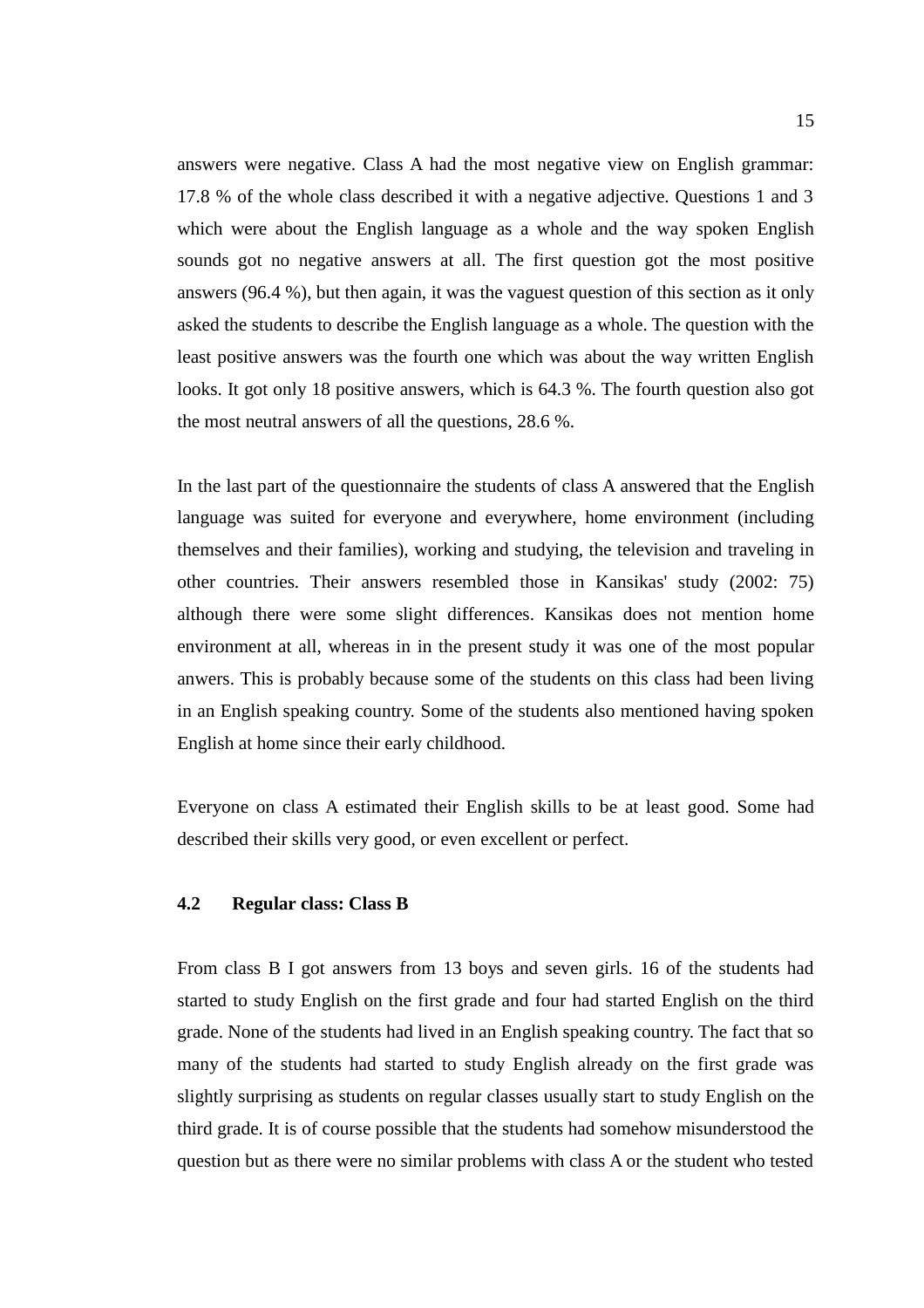answers were negative. Class A had the most negative view on English grammar: 17.8 % of the whole class described it with a negative adjective. Questions 1 and 3 which were about the English language as a whole and the way spoken English sounds got no negative answers at all. The first question got the most positive answers (96.4 %), but then again, it was the vaguest question of this section as it only asked the students to describe the English language as a whole. The question with the least positive answers was the fourth one which was about the way written English looks. It got only 18 positive answers, which is 64.3 %. The fourth question also got the most neutral answers of all the questions, 28.6 %.

In the last part of the questionnaire the students of class A answered that the English language was suited for everyone and everywhere, home environment (including themselves and their families), working and studying, the television and traveling in other countries. Their answers resembled those in Kansikas' study (2002: 75) although there were some slight differences. Kansikas does not mention home environment at all, whereas in in the present study it was one of the most popular anwers. This is probably because some of the students on this class had been living in an English speaking country. Some of the students also mentioned having spoken English at home since their early childhood.

Everyone on class A estimated their English skills to be at least good. Some had described their skills very good, or even excellent or perfect.

### 4.2 Regular class: Class B

From class B I got answers from 13 boys and seven girls. 16 of the students had started to study English on the first grade and four had started English on the third grade. None of the students had lived in an English speaking country. The fact that so many of the students had started to study English already on the first grade was slightly surprising as students on regular classes usually start to study English on the third grade. It is of course possible that the students had somehow misunderstood the question but as there were no similar problems with class A or the student who tested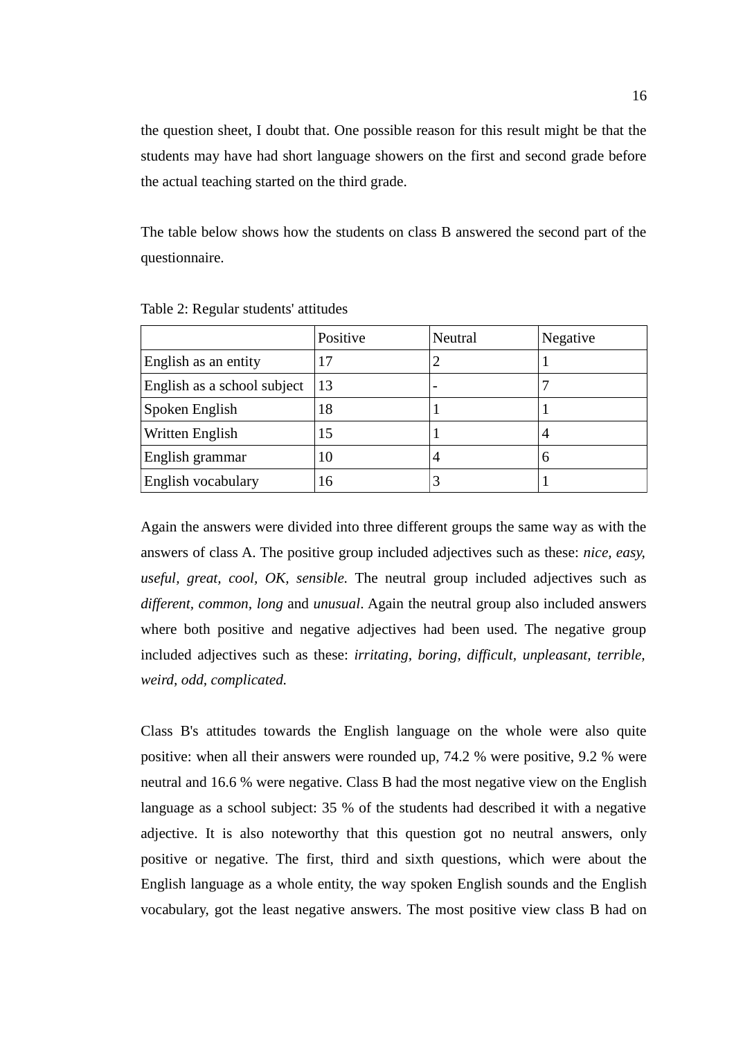the question sheet, I doubt that. One possible reason for this result might be that the students may have had short language showers on the first and second grade before the actual teaching started on the third grade.

The table below shows how the students on class B answered the second part of the questionnaire.

Table 2: Regular students' attitudes

| | Positive | Neutral | Negative |
|---|---|---|---|
| English as an entity | 17 | 2 | 1 |
| English as a school subject | 13 | - | 7 |
| Spoken English | 18 | 1 | 1 |
| Written English | 15 | 1 | 4 |
| English grammar | 10 | 4 | 6 |
| English vocabulary | 16 | 3 | 1 |

Again the answers were divided into three different groups the same way as with the answers of class A. The positive group included adjectives such as these: *nice, easy, useful, great, cool, OK, sensible.* The neutral group included adjectives such as *different, common, long* and *unusual*. Again the neutral group also included answers where both positive and negative adjectives had been used. The negative group included adjectives such as these: *irritating, boring, difficult, unpleasant, terrible, weird, odd, complicated.*

Class B's attitudes towards the English language on the whole were also quite positive: when all their answers were rounded up, 74.2 % were positive, 9.2 % were neutral and 16.6 % were negative. Class B had the most negative view on the English language as a school subject: 35 % of the students had described it with a negative adjective. It is also noteworthy that this question got no neutral answers, only positive or negative. The first, third and sixth questions, which were about the English language as a whole entity, the way spoken English sounds and the English vocabulary, got the least negative answers. The most positive view class B had on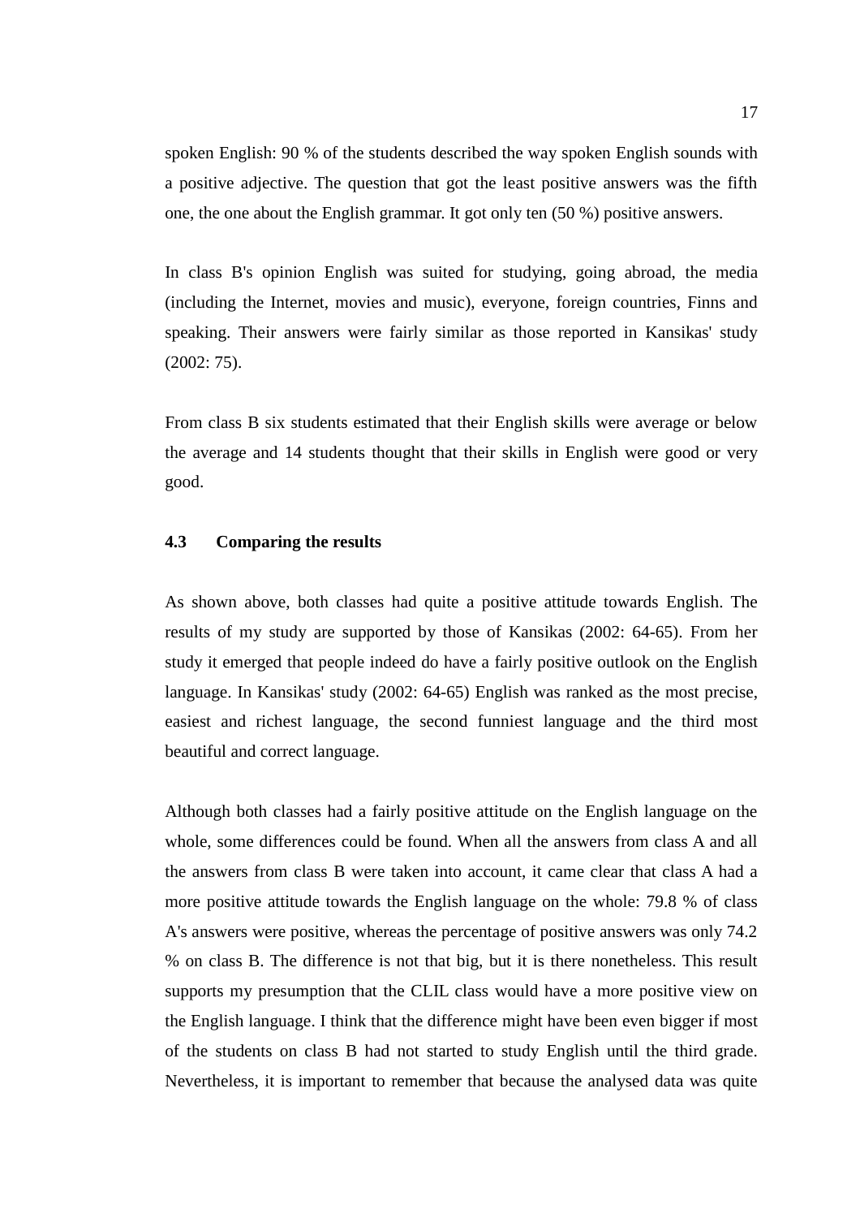spoken English: 90 % of the students described the way spoken English sounds with a positive adjective. The question that got the least positive answers was the fifth one, the one about the English grammar. It got only ten (50 %) positive answers.

In class B's opinion English was suited for studying, going abroad, the media (including the Internet, movies and music), everyone, foreign countries, Finns and speaking. Their answers were fairly similar as those reported in Kansikas' study (2002: 75).

From class B six students estimated that their English skills were average or below the average and 14 students thought that their skills in English were good or very good.

### 4.3 Comparing the results

As shown above, both classes had quite a positive attitude towards English. The results of my study are supported by those of Kansikas (2002: 64-65). From her study it emerged that people indeed do have a fairly positive outlook on the English language. In Kansikas' study (2002: 64-65) English was ranked as the most precise, easiest and richest language, the second funniest language and the third most beautiful and correct language.

Although both classes had a fairly positive attitude on the English language on the whole, some differences could be found. When all the answers from class A and all the answers from class B were taken into account, it came clear that class A had a more positive attitude towards the English language on the whole: 79.8 % of class A's answers were positive, whereas the percentage of positive answers was only 74.2 % on class B. The difference is not that big, but it is there nonetheless. This result supports my presumption that the CLIL class would have a more positive view on the English language. I think that the difference might have been even bigger if most of the students on class B had not started to study English until the third grade. Nevertheless, it is important to remember that because the analysed data was quite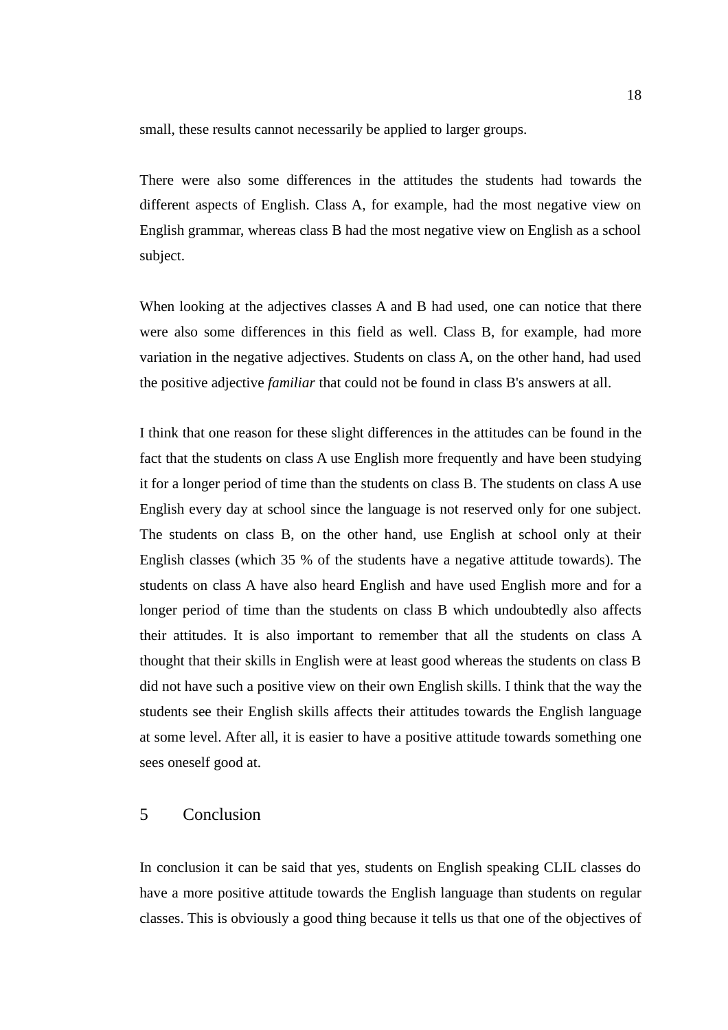small, these results cannot necessarily be applied to larger groups.

There were also some differences in the attitudes the students had towards the different aspects of English. Class A, for example, had the most negative view on English grammar, whereas class B had the most negative view on English as a school subject.

When looking at the adjectives classes A and B had used, one can notice that there were also some differences in this field as well. Class B, for example, had more variation in the negative adjectives. Students on class A, on the other hand, had used the positive adjective *familiar* that could not be found in class B's answers at all.

I think that one reason for these slight differences in the attitudes can be found in the fact that the students on class A use English more frequently and have been studying it for a longer period of time than the students on class B. The students on class A use English every day at school since the language is not reserved only for one subject. The students on class B, on the other hand, use English at school only at their English classes (which 35 % of the students have a negative attitude towards). The students on class A have also heard English and have used English more and for a longer period of time than the students on class B which undoubtedly also affects their attitudes. It is also important to remember that all the students on class A thought that their skills in English were at least good whereas the students on class B did not have such a positive view on their own English skills. I think that the way the students see their English skills affects their attitudes towards the English language at some level. After all, it is easier to have a positive attitude towards something one sees oneself good at.

# 5 Conclusion

In conclusion it can be said that yes, students on English speaking CLIL classes do have a more positive attitude towards the English language than students on regular classes. This is obviously a good thing because it tells us that one of the objectives of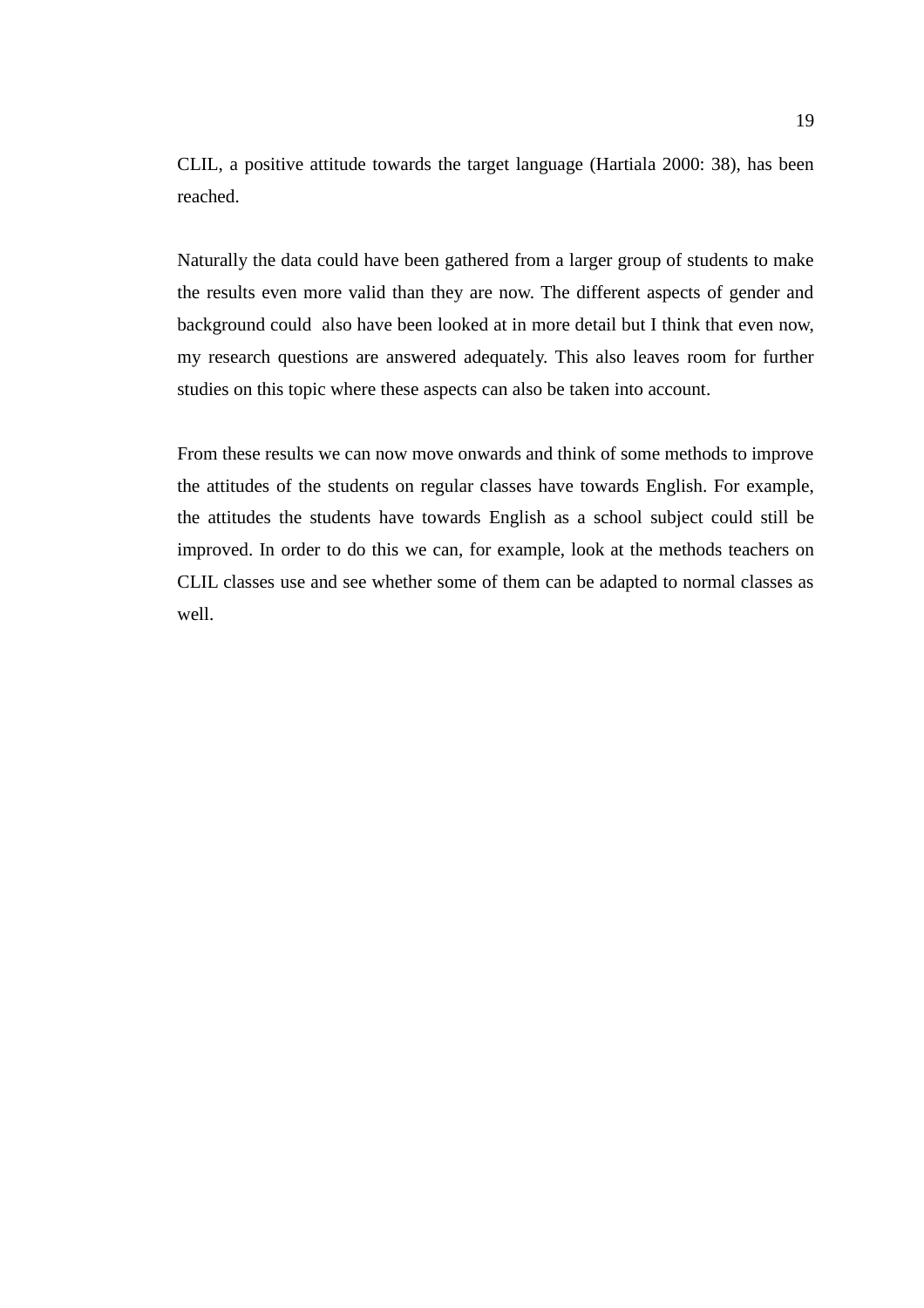CLIL, a positive attitude towards the target language (Hartiala 2000: 38), has been reached.

Naturally the data could have been gathered from a larger group of students to make the results even more valid than they are now. The different aspects of gender and background could also have been looked at in more detail but I think that even now, my research questions are answered adequately. This also leaves room for further studies on this topic where these aspects can also be taken into account.

From these results we can now move onwards and think of some methods to improve the attitudes of the students on regular classes have towards English. For example, the attitudes the students have towards English as a school subject could still be improved. In order to do this we can, for example, look at the methods teachers on CLIL classes use and see whether some of them can be adapted to normal classes as well.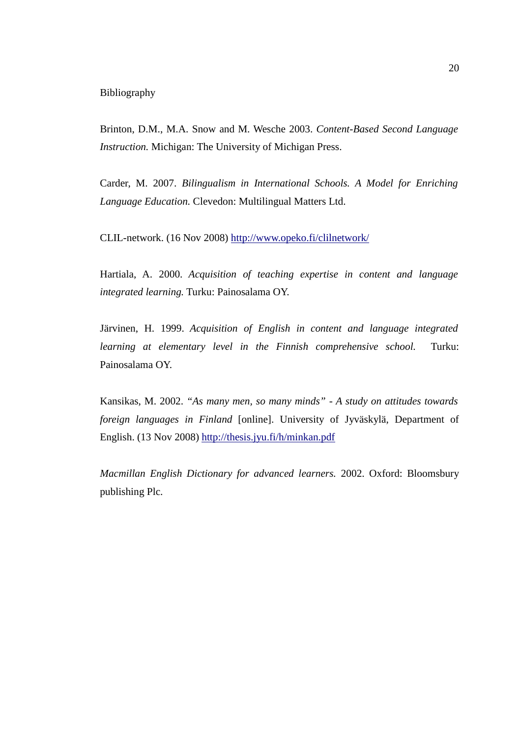# Bibliography

Brinton, D.M., M.A. Snow and M. Wesche 2003. *Content-Based Second Language Instruction.* Michigan: The University of Michigan Press.

Carder, M. 2007. *Bilingualism in International Schools. A Model for Enriching Language Education.* Clevedon: Multilingual Matters Ltd.

CLIL-network. (16 Nov 2008) http://www.opeko.fi/clilnetwork/

Hartiala, A. 2000. *Acquisition of teaching expertise in content and language integrated learning.* Turku: Painosalama OY.

Järvinen, H. 1999. *Acquisition of English in content and language integrated learning at elementary level in the Finnish comprehensive school.* Turku: Painosalama OY.

Kansikas, M. 2002. *"As many men, so many minds" - A study on attitudes towards foreign languages in Finland* [online]. University of Jyväskylä, Department of English. (13 Nov 2008) http://thesis.jyu.fi/h/minkan.pdf

*Macmillan English Dictionary for advanced learners.* 2002. Oxford: Bloomsbury publishing Plc.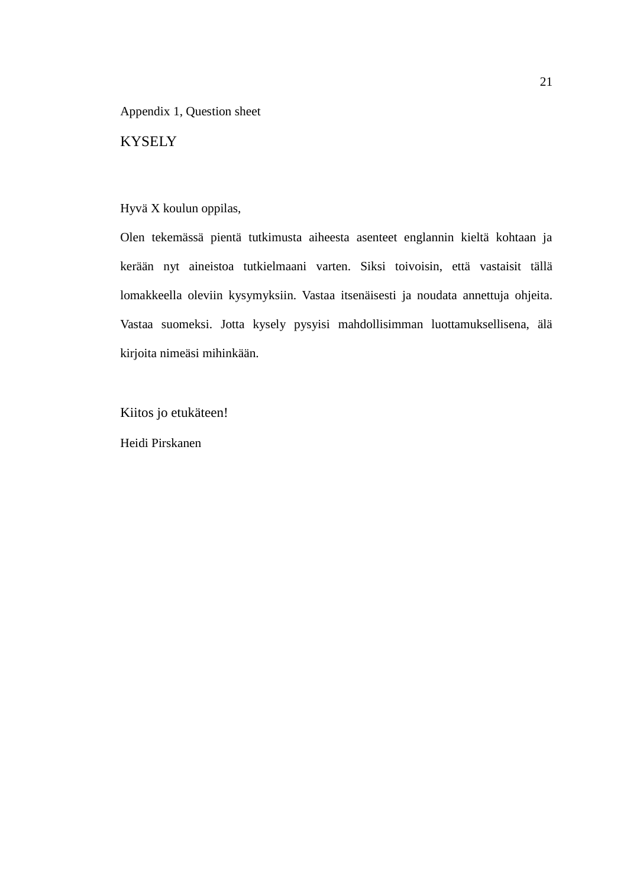Appendix 1, Question sheet

# KYSELY

Hyvä X koulun oppilas,

Olen tekemässä pientä tutkimusta aiheesta asenteet englannin kieltä kohtaan ja kerään nyt aineistoa tutkielmaani varten. Siksi toivoisin, että vastaisit tällä lomakkeella oleviin kysymyksiin. Vastaa itsenäisesti ja noudata annettuja ohjeita. Vastaa suomeksi. Jotta kysely pysyisi mahdollisimman luottamuksellisena, älä kirjoita nimeäsi mihinkään.

Kiitos jo etukäteen!

Heidi Pirskanen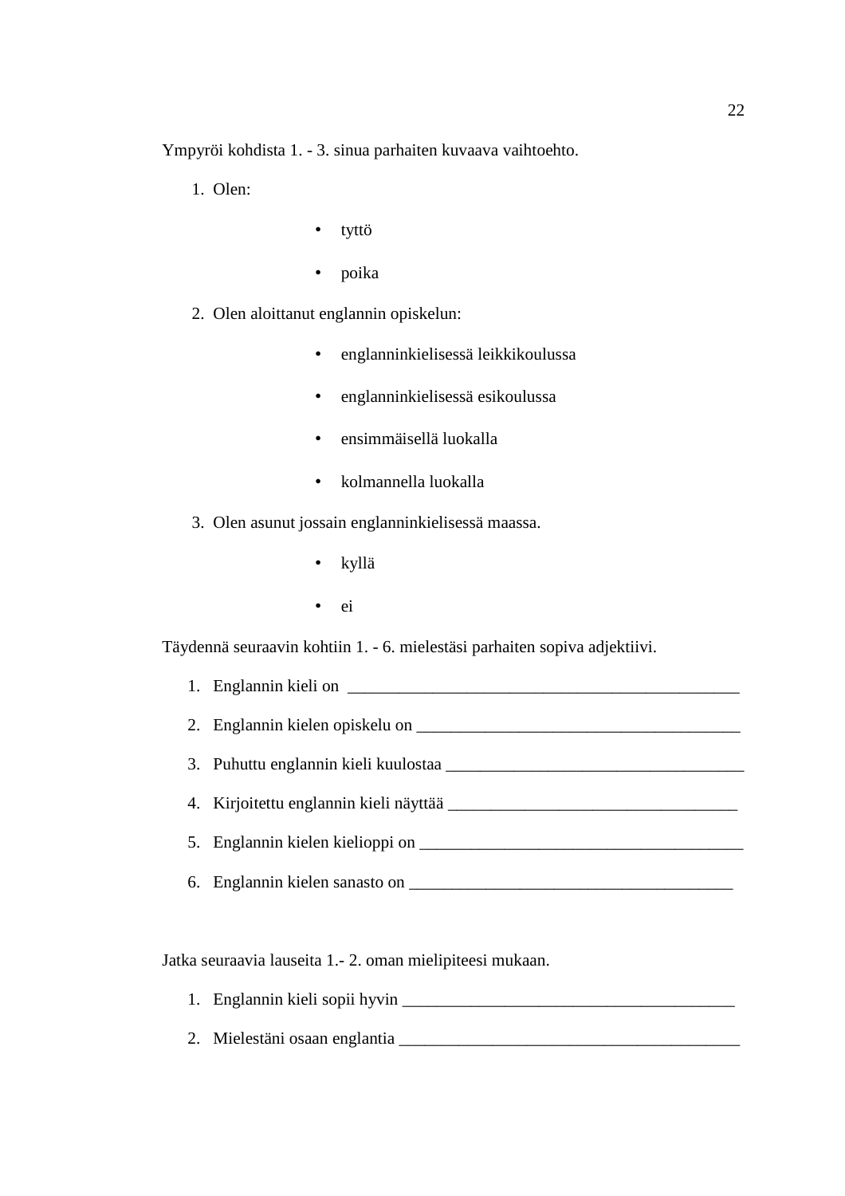Ympyröi kohdista 1. - 3. sinua parhaiten kuvaava vaihtoehto.

1. Olen:
    - tyttö
    - poika
2. Olen aloittanut englannin opiskelun:
    - englanninkielisessä leikkikoulussa
    - englanninkielisessä esikoulussa
    - ensimmäisellä luokalla
    - kolmannella luokalla
3. Olen asunut jossain englanninkielisessä maassa.
    - kyllä
    - ei

Täydennä seuraavin kohtiin 1. - 6. mielestäsi parhaiten sopiva adjektiivi.

1. Englannin kieli on _______________________________________________
2. Englannin kielen opiskelu on _______________________________________
3. Puhuttu englannin kieli kuulostaa ___________________________________
4. Kirjoitettu englannin kieli näyttää __________________________________
5. Englannin kielen kielioppi on _______________________________________
6. Englannin kielen sanasto on _______________________________________

Jatka seuraavia lauseita 1.- 2. oman mielipiteesi mukaan.

1. Englannin kieli sopii hyvin ________________________________________
2. Mielestäni osaan englantia _________________________________________